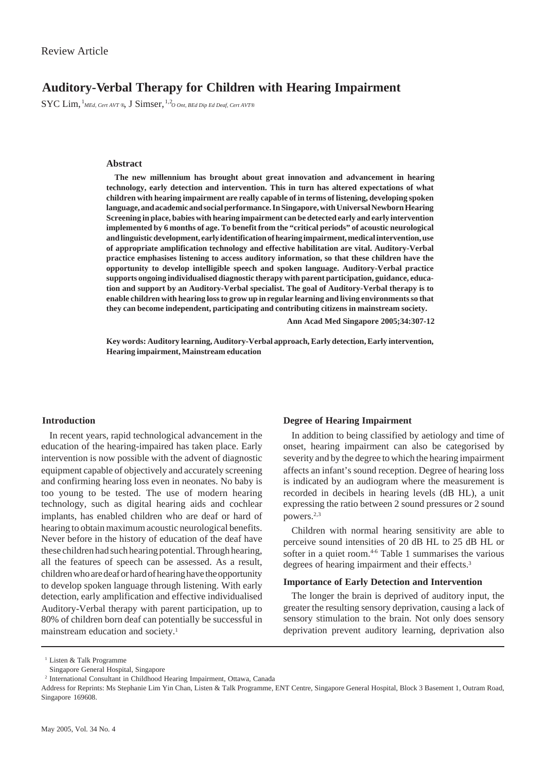Review Article

# Auditory-Verbal Therapy for Children with Hearing Impairment

SYC Lim, [1]*MEd, Cert AVT ®*, J Simser, [1,2]*O Ont, BEd Dip Ed Deaf, Cert AVT®*

### Abstract

**The new millennium has brought about great innovation and advancement in hearing technology, early detection and intervention. This in turn has altered expectations of what children with hearing impairment are really capable of in terms of listening, developing spoken language, and academic and social performance. In Singapore, with Universal Newborn Hearing Screening in place, babies with hearing impairment can be detected early and early intervention implemented by 6 months of age. To benefit from the "critical periods" of acoustic neurological and linguistic development, early identification of hearing impairment, medical intervention, use of appropriate amplification technology and effective habilitation are vital. Auditory-Verbal practice emphasises listening to access auditory information, so that these children have the opportunity to develop intelligible speech and spoken language. Auditory-Verbal practice supports ongoing individualised diagnostic therapy with parent participation, guidance, education and support by an Auditory-Verbal specialist. The goal of Auditory-Verbal therapy is to enable children with hearing loss to grow up in regular learning and living environments so that they can become independent, participating and contributing citizens in mainstream society.**

**Ann Acad Med Singapore 2005;34:307-12**

**Key words: Auditory learning, Auditory-Verbal approach, Early detection, Early intervention, Hearing impairment, Mainstream education**

## Introduction

In recent years, rapid technological advancement in the education of the hearing-impaired has taken place. Early intervention is now possible with the advent of diagnostic equipment capable of objectively and accurately screening and confirming hearing loss even in neonates. No baby is too young to be tested. The use of modern hearing technology, such as digital hearing aids and cochlear implants, has enabled children who are deaf or hard of hearing to obtain maximum acoustic neurological benefits. Never before in the history of education of the deaf have these children had such hearing potential. Through hearing, all the features of speech can be assessed. As a result, children who are deaf or hard of hearing have the opportunity to develop spoken language through listening. With early detection, early amplification and effective individualised Auditory-Verbal therapy with parent participation, up to 80% of children born deaf can potentially be successful in mainstream education and society.[1]

## Degree of Hearing Impairment

In addition to being classified by aetiology and time of onset, hearing impairment can also be categorised by severity and by the degree to which the hearing impairment affects an infant's sound reception. Degree of hearing loss is indicated by an audiogram where the measurement is recorded in decibels in hearing levels (dB HL), a unit expressing the ratio between 2 sound pressures or 2 sound powers.[2,3]

Children with normal hearing sensitivity are able to perceive sound intensities of 20 dB HL to 25 dB HL or softer in a quiet room.[4-6] Table 1 summarises the various degrees of hearing impairment and their effects.[3]

## Importance of Early Detection and Intervention

The longer the brain is deprived of auditory input, the greater the resulting sensory deprivation, causing a lack of sensory stimulation to the brain. Not only does sensory deprivation prevent auditory learning, deprivation also

---

[1] Listen & Talk Programme
Singapore General Hospital, Singapore

[2] International Consultant in Childhood Hearing Impairment, Ottawa, Canada

Address for Reprints: Ms Stephanie Lim Yin Chan, Listen & Talk Programme, ENT Centre, Singapore General Hospital, Block 3 Basement 1, Outram Road, Singapore 169608.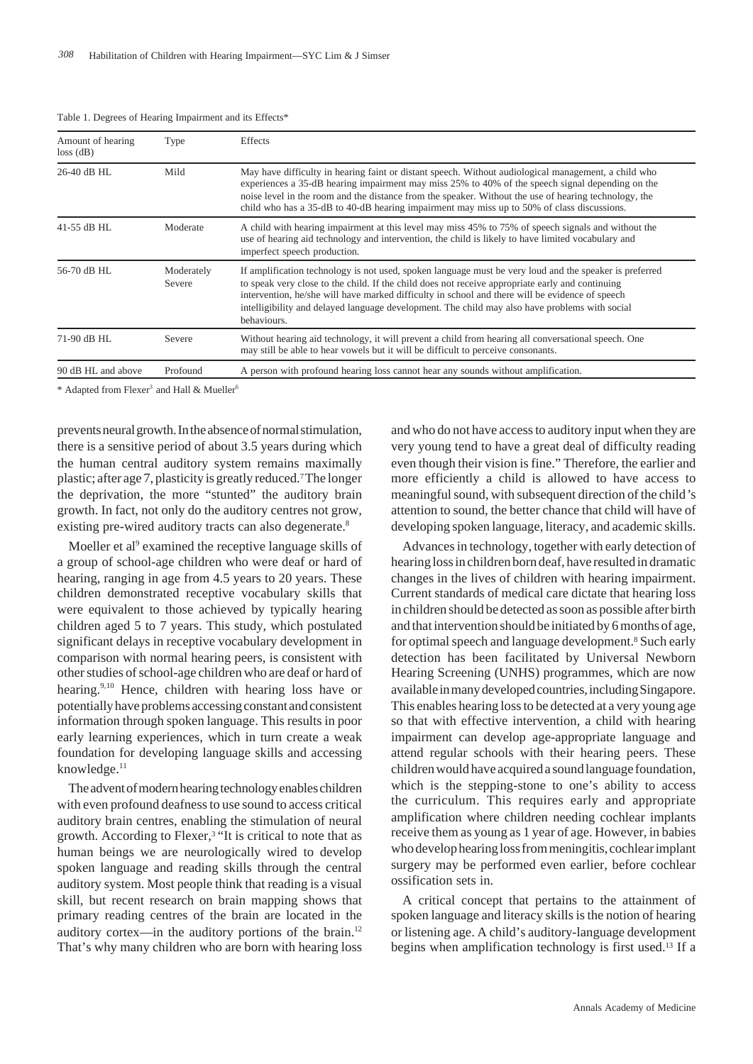Table 1. Degrees of Hearing Impairment and its Effects*

| Amount of hearing loss (dB) | Type | Effects |
|---|---|---|
| 26-40 dB HL | Mild | May have difficulty in hearing faint or distant speech. Without audiological management, a child who experiences a 35-dB hearing impairment may miss 25% to 40% of the speech signal depending on the noise level in the room and the distance from the speaker. Without the use of hearing technology, the child who has a 35-dB to 40-dB hearing impairment may miss up to 50% of class discussions. |
| 41-55 dB HL | Moderate | A child with hearing impairment at this level may miss 45% to 75% of speech signals and without the use of hearing aid technology and intervention, the child is likely to have limited vocabulary and imperfect speech production. |
| 56-70 dB HL | Moderately Severe | If amplification technology is not used, spoken language must be very loud and the speaker is preferred to speak very close to the child. If the child does not receive appropriate early and continuing intervention, he/she will have marked difficulty in school and there will be evidence of speech intelligibility and delayed language development. The child may also have problems with social behaviours. |
| 71-90 dB HL | Severe | Without hearing aid technology, it will prevent a child from hearing all conversational speech. One may still be able to hear vowels but it will be difficult to perceive consonants. |
| 90 dB HL and above | Profound | A person with profound hearing loss cannot hear any sounds without amplification. |

* Adapted from Flexer[3] and Hall & Mueller[6]

prevents neural growth. In the absence of normal stimulation, there is a sensitive period of about 3.5 years during which the human central auditory system remains maximally plastic; after age 7, plasticity is greatly reduced.[7] The longer the deprivation, the more "stunted" the auditory brain growth. In fact, not only do the auditory centres not grow, existing pre-wired auditory tracts can also degenerate.[8]

Moeller et al[9] examined the receptive language skills of a group of school-age children who were deaf or hard of hearing, ranging in age from 4.5 years to 20 years. These children demonstrated receptive vocabulary skills that were equivalent to those achieved by typically hearing children aged 5 to 7 years. This study, which postulated significant delays in receptive vocabulary development in comparison with normal hearing peers, is consistent with other studies of school-age children who are deaf or hard of hearing.[9,10] Hence, children with hearing loss have or potentially have problems accessing constant and consistent information through spoken language. This results in poor early learning experiences, which in turn create a weak foundation for developing language skills and accessing knowledge.[11]

The advent of modern hearing technology enables children with even profound deafness to use sound to access critical auditory brain centres, enabling the stimulation of neural growth. According to Flexer,[3] "It is critical to note that as human beings we are neurologically wired to develop spoken language and reading skills through the central auditory system. Most people think that reading is a visual skill, but recent research on brain mapping shows that primary reading centres of the brain are located in the auditory cortex—in the auditory portions of the brain.[12] That's why many children who are born with hearing loss and who do not have access to auditory input when they are very young tend to have a great deal of difficulty reading even though their vision is fine." Therefore, the earlier and more efficiently a child is allowed to have access to meaningful sound, with subsequent direction of the child's attention to sound, the better chance that child will have of developing spoken language, literacy, and academic skills.

Advances in technology, together with early detection of hearing loss in children born deaf, have resulted in dramatic changes in the lives of children with hearing impairment. Current standards of medical care dictate that hearing loss in children should be detected as soon as possible after birth and that intervention should be initiated by 6 months of age, for optimal speech and language development.[8] Such early detection has been facilitated by Universal Newborn Hearing Screening (UNHS) programmes, which are now available in many developed countries, including Singapore. This enables hearing loss to be detected at a very young age so that with effective intervention, a child with hearing impairment can develop age-appropriate language and attend regular schools with their hearing peers. These children would have acquired a sound language foundation, which is the stepping-stone to one's ability to access the curriculum. This requires early and appropriate amplification where children needing cochlear implants receive them as young as 1 year of age. However, in babies who develop hearing loss from meningitis, cochlear implant surgery may be performed even earlier, before cochlear ossification sets in.

A critical concept that pertains to the attainment of spoken language and literacy skills is the notion of hearing or listening age. A child's auditory-language development begins when amplification technology is first used.[13] If a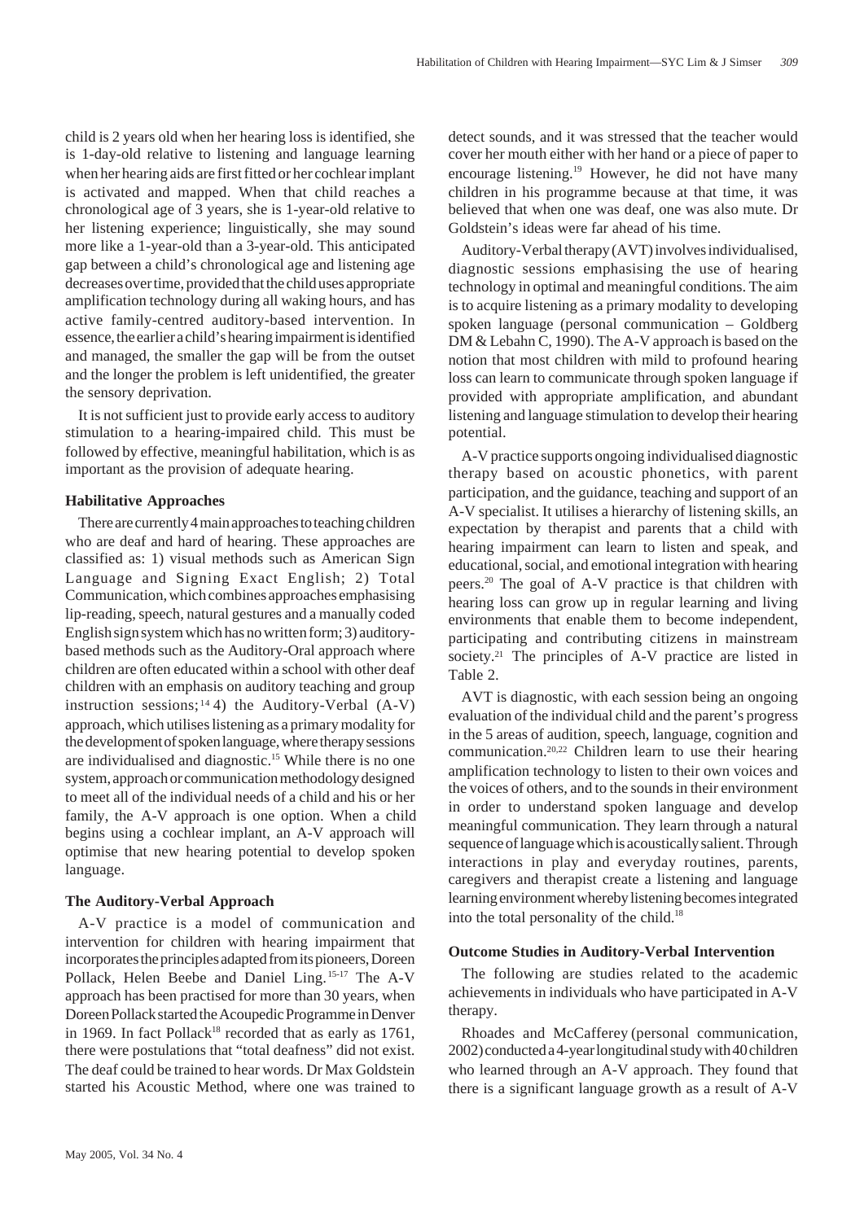child is 2 years old when her hearing loss is identified, she is 1-day-old relative to listening and language learning when her hearing aids are first fitted or her cochlear implant is activated and mapped. When that child reaches a chronological age of 3 years, she is 1-year-old relative to her listening experience; linguistically, she may sound more like a 1-year-old than a 3-year-old. This anticipated gap between a child's chronological age and listening age decreases over time, provided that the child uses appropriate amplification technology during all waking hours, and has active family-centred auditory-based intervention. In essence, the earlier a child's hearing impairment is identified and managed, the smaller the gap will be from the outset and the longer the problem is left unidentified, the greater the sensory deprivation.

It is not sufficient just to provide early access to auditory stimulation to a hearing-impaired child. This must be followed by effective, meaningful habilitation, which is as important as the provision of adequate hearing.

### Habilitative Approaches

There are currently 4 main approaches to teaching children who are deaf and hard of hearing. These approaches are classified as: 1) visual methods such as American Sign Language and Signing Exact English; 2) Total Communication, which combines approaches emphasising lip-reading, speech, natural gestures and a manually coded English sign system which has no written form; 3) auditory-based methods such as the Auditory-Oral approach where children are often educated within a school with other deaf children with an emphasis on auditory teaching and group instruction sessions;[14] 4) the Auditory-Verbal (A-V) approach, which utilises listening as a primary modality for the development of spoken language, where therapy sessions are individualised and diagnostic.[15] While there is no one system, approach or communication methodology designed to meet all of the individual needs of a child and his or her family, the A-V approach is one option. When a child begins using a cochlear implant, an A-V approach will optimise that new hearing potential to develop spoken language.

### The Auditory-Verbal Approach

A-V practice is a model of communication and intervention for children with hearing impairment that incorporates the principles adapted from its pioneers, Doreen Pollack, Helen Beebe and Daniel Ling.[15-17] The A-V approach has been practised for more than 30 years, when Doreen Pollack started the Acoupedic Programme in Denver in 1969. In fact Pollack[18] recorded that as early as 1761, there were postulations that "total deafness" did not exist. The deaf could be trained to hear words. Dr Max Goldstein started his Acoustic Method, where one was trained to detect sounds, and it was stressed that the teacher would cover her mouth either with her hand or a piece of paper to encourage listening.[19] However, he did not have many children in his programme because at that time, it was believed that when one was deaf, one was also mute. Dr Goldstein's ideas were far ahead of his time.

Auditory-Verbal therapy (AVT) involves individualised, diagnostic sessions emphasising the use of hearing technology in optimal and meaningful conditions. The aim is to acquire listening as a primary modality to developing spoken language (personal communication – Goldberg DM & Lebahn C, 1990). The A-V approach is based on the notion that most children with mild to profound hearing loss can learn to communicate through spoken language if provided with appropriate amplification, and abundant listening and language stimulation to develop their hearing potential.

A-V practice supports ongoing individualised diagnostic therapy based on acoustic phonetics, with parent participation, and the guidance, teaching and support of an A-V specialist. It utilises a hierarchy of listening skills, an expectation by therapist and parents that a child with hearing impairment can learn to listen and speak, and educational, social, and emotional integration with hearing peers.[20] The goal of A-V practice is that children with hearing loss can grow up in regular learning and living environments that enable them to become independent, participating and contributing citizens in mainstream society.[21] The principles of A-V practice are listed in Table 2.

AVT is diagnostic, with each session being an ongoing evaluation of the individual child and the parent's progress in the 5 areas of audition, speech, language, cognition and communication.[20,22] Children learn to use their hearing amplification technology to listen to their own voices and the voices of others, and to the sounds in their environment in order to understand spoken language and develop meaningful communication. They learn through a natural sequence of language which is acoustically salient. Through interactions in play and everyday routines, parents, caregivers and therapist create a listening and language learning environment whereby listening becomes integrated into the total personality of the child.[18]

### Outcome Studies in Auditory-Verbal Intervention

The following are studies related to the academic achievements in individuals who have participated in A-V therapy.

Rhoades and McCafferey (personal communication, 2002) conducted a 4-year longitudinal study with 40 children who learned through an A-V approach. They found that there is a significant language growth as a result of A-V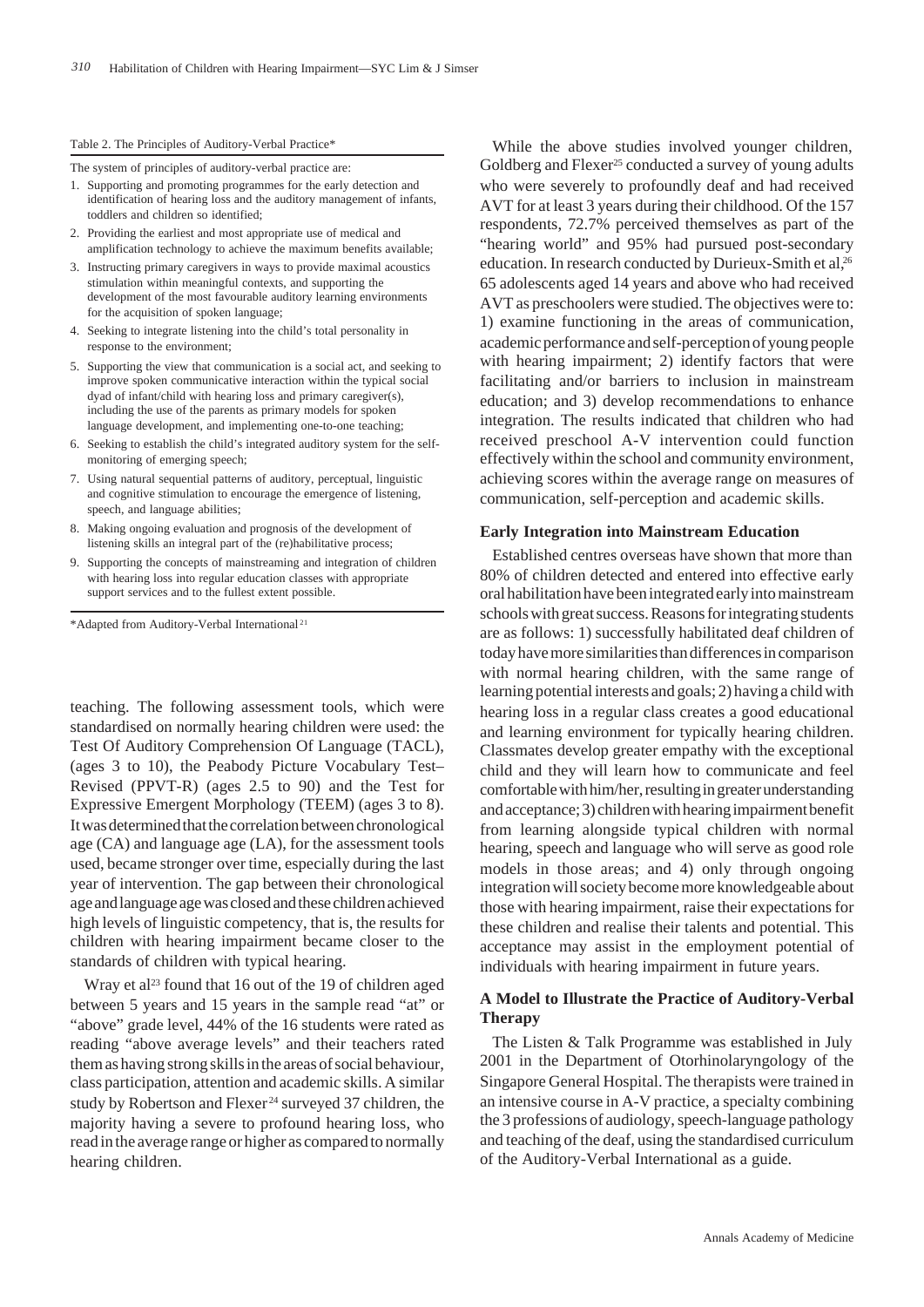Table 2. The Principles of Auditory-Verbal Practice*

The system of principles of auditory-verbal practice are:

1. Supporting and promoting programmes for the early detection and identification of hearing loss and the auditory management of infants, toddlers and children so identified;
2. Providing the earliest and most appropriate use of medical and amplification technology to achieve the maximum benefits available;
3. Instructing primary caregivers in ways to provide maximal acoustics stimulation within meaningful contexts, and supporting the development of the most favourable auditory learning environments for the acquisition of spoken language;
4. Seeking to integrate listening into the child's total personality in response to the environment;
5. Supporting the view that communication is a social act, and seeking to improve spoken communicative interaction within the typical social dyad of infant/child with hearing loss and primary caregiver(s), including the use of the parents as primary models for spoken language development, and implementing one-to-one teaching;
6. Seeking to establish the child's integrated auditory system for the self-monitoring of emerging speech;
7. Using natural sequential patterns of auditory, perceptual, linguistic and cognitive stimulation to encourage the emergence of listening, speech, and language abilities;
8. Making ongoing evaluation and prognosis of the development of listening skills an integral part of the (re)habilitative process;
9. Supporting the concepts of mainstreaming and integration of children with hearing loss into regular education classes with appropriate support services and to the fullest extent possible.

*Adapted from Auditory-Verbal International[21]

teaching. The following assessment tools, which were standardised on normally hearing children were used: the Test Of Auditory Comprehension Of Language (TACL), (ages 3 to 10), the Peabody Picture Vocabulary Test–Revised (PPVT-R) (ages 2.5 to 90) and the Test for Expressive Emergent Morphology (TEEM) (ages 3 to 8). It was determined that the correlation between chronological age (CA) and language age (LA), for the assessment tools used, became stronger over time, especially during the last year of intervention. The gap between their chronological age and language age was closed and these children achieved high levels of linguistic competency, that is, the results for children with hearing impairment became closer to the standards of children with typical hearing.

Wray et al[23] found that 16 out of the 19 of children aged between 5 years and 15 years in the sample read "at" or "above" grade level, 44% of the 16 students were rated as reading "above average levels" and their teachers rated them as having strong skills in the areas of social behaviour, class participation, attention and academic skills. A similar study by Robertson and Flexer[24] surveyed 37 children, the majority having a severe to profound hearing loss, who read in the average range or higher as compared to normally hearing children.

While the above studies involved younger children, Goldberg and Flexer[25] conducted a survey of young adults who were severely to profoundly deaf and had received AVT for at least 3 years during their childhood. Of the 157 respondents, 72.7% perceived themselves as part of the "hearing world" and 95% had pursued post-secondary education. In research conducted by Durieux-Smith et al,[26] 65 adolescents aged 14 years and above who had received AVT as preschoolers were studied. The objectives were to: 1) examine functioning in the areas of communication, academic performance and self-perception of young people with hearing impairment; 2) identify factors that were facilitating and/or barriers to inclusion in mainstream education; and 3) develop recommendations to enhance integration. The results indicated that children who had received preschool A-V intervention could function effectively within the school and community environment, achieving scores within the average range on measures of communication, self-perception and academic skills.

### Early Integration into Mainstream Education

Established centres overseas have shown that more than 80% of children detected and entered into effective early oral habilitation have been integrated early into mainstream schools with great success. Reasons for integrating students are as follows: 1) successfully habilitated deaf children of today have more similarities than differences in comparison with normal hearing children, with the same range of learning potential interests and goals; 2) having a child with hearing loss in a regular class creates a good educational and learning environment for typically hearing children. Classmates develop greater empathy with the exceptional child and they will learn how to communicate and feel comfortable with him/her, resulting in greater understanding and acceptance; 3) children with hearing impairment benefit from learning alongside typical children with normal hearing, speech and language who will serve as good role models in those areas; and 4) only through ongoing integration will society become more knowledgeable about those with hearing impairment, raise their expectations for these children and realise their talents and potential. This acceptance may assist in the employment potential of individuals with hearing impairment in future years.

### A Model to Illustrate the Practice of Auditory-Verbal Therapy

The Listen & Talk Programme was established in July 2001 in the Department of Otorhinolaryngology of the Singapore General Hospital. The therapists were trained in an intensive course in A-V practice, a specialty combining the 3 professions of audiology, speech-language pathology and teaching of the deaf, using the standardised curriculum of the Auditory-Verbal International as a guide.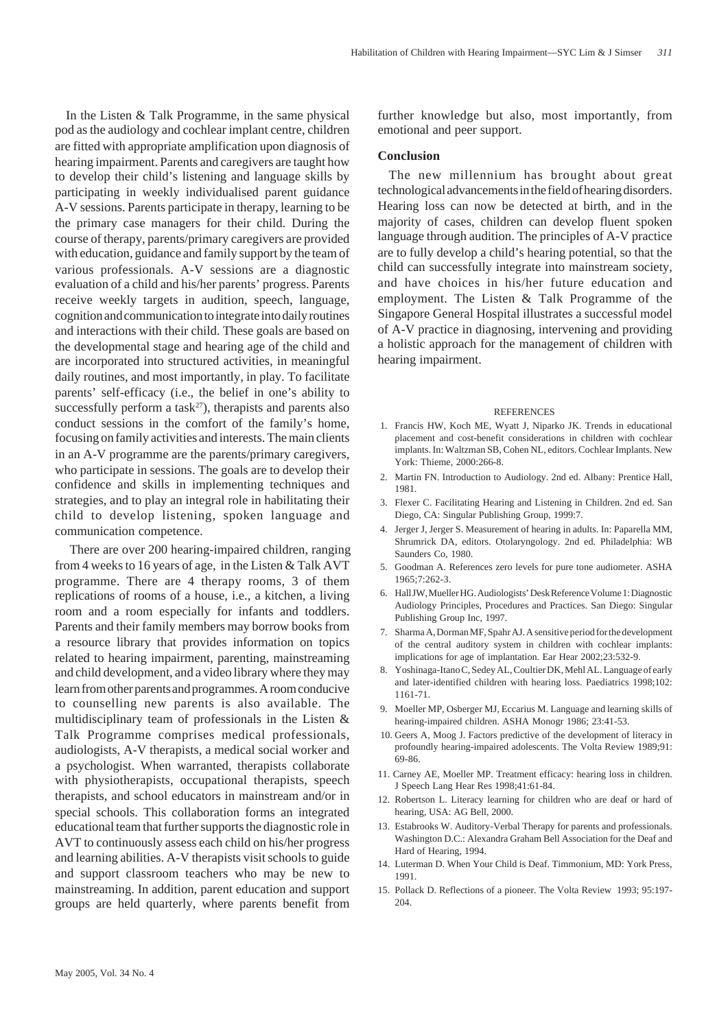In the Listen & Talk Programme, in the same physical pod as the audiology and cochlear implant centre, children are fitted with appropriate amplification upon diagnosis of hearing impairment. Parents and caregivers are taught how to develop their child's listening and language skills by participating in weekly individualised parent guidance A-V sessions. Parents participate in therapy, learning to be the primary case managers for their child. During the course of therapy, parents/primary caregivers are provided with education, guidance and family support by the team of various professionals. A-V sessions are a diagnostic evaluation of a child and his/her parents' progress. Parents receive weekly targets in audition, speech, language, cognition and communication to integrate into daily routines and interactions with their child. These goals are based on the developmental stage and hearing age of the child and are incorporated into structured activities, in meaningful daily routines, and most importantly, in play. To facilitate parents' self-efficacy (i.e., the belief in one's ability to successfully perform a task[27]), therapists and parents also conduct sessions in the comfort of the family's home, focusing on family activities and interests. The main clients in an A-V programme are the parents/primary caregivers, who participate in sessions. The goals are to develop their confidence and skills in implementing techniques and strategies, and to play an integral role in habilitating their child to develop listening, spoken language and communication competence.

There are over 200 hearing-impaired children, ranging from 4 weeks to 16 years of age, in the Listen & Talk AVT programme. There are 4 therapy rooms, 3 of them replications of rooms of a house, i.e., a kitchen, a living room and a room especially for infants and toddlers. Parents and their family members may borrow books from a resource library that provides information on topics related to hearing impairment, parenting, mainstreaming and child development, and a video library where they may learn from other parents and programmes. A room conducive to counselling new parents is also available. The multidisciplinary team of professionals in the Listen & Talk Programme comprises medical professionals, audiologists, A-V therapists, a medical social worker and a psychologist. When warranted, therapists collaborate with physiotherapists, occupational therapists, speech therapists, and school educators in mainstream and/or in special schools. This collaboration forms an integrated educational team that further supports the diagnostic role in AVT to continuously assess each child on his/her progress and learning abilities. A-V therapists visit schools to guide and support classroom teachers who may be new to mainstreaming. In addition, parent education and support groups are held quarterly, where parents benefit from further knowledge but also, most importantly, from emotional and peer support.

## Conclusion

The new millennium has brought about great technological advancements in the field of hearing disorders. Hearing loss can now be detected at birth, and in the majority of cases, children can develop fluent spoken language through audition. The principles of A-V practice are to fully develop a child's hearing potential, so that the child can successfully integrate into mainstream society, and have choices in his/her future education and employment. The Listen & Talk Programme of the Singapore General Hospital illustrates a successful model of A-V practice in diagnosing, intervening and providing a holistic approach for the management of children with hearing impairment.

## REFERENCES

1. Francis HW, Koch ME, Wyatt J, Niparko JK. Trends in educational placement and cost-benefit considerations in children with cochlear implants. In: Waltzman SB, Cohen NL, editors. Cochlear Implants. New York: Thieme, 2000:266-8.
2. Martin FN. Introduction to Audiology. 2nd ed. Albany: Prentice Hall, 1981.
3. Flexer C. Facilitating Hearing and Listening in Children. 2nd ed. San Diego, CA: Singular Publishing Group, 1999:7.
4. Jerger J, Jerger S. Measurement of hearing in adults. In: Paparella MM, Shrumrick DA, editors. Otolaryngology. 2nd ed. Philadelphia: WB Saunders Co, 1980.
5. Goodman A. References zero levels for pure tone audiometer. ASHA 1965;7:262-3.
6. Hall JW, Mueller HG. Audiologists' Desk Reference Volume 1: Diagnostic Audiology Principles, Procedures and Practices. San Diego: Singular Publishing Group Inc, 1997.
7. Sharma A, Dorman MF, Spahr AJ. A sensitive period for the development of the central auditory system in children with cochlear implants: implications for age of implantation. Ear Hear 2002;23:532-9.
8. Yoshinaga-Itano C, Sedey AL, Coultier DK, Mehl AL. Language of early and later-identified children with hearing loss. Paediatrics 1998;102: 1161-71.
9. Moeller MP, Osberger MJ, Eccarius M. Language and learning skills of hearing-impaired children. ASHA Monogr 1986; 23:41-53.
10. Geers A, Moog J. Factors predictive of the development of literacy in profoundly hearing-impaired adolescents. The Volta Review 1989;91: 69-86.
11. Carney AE, Moeller MP. Treatment efficacy: hearing loss in children. J Speech Lang Hear Res 1998;41:61-84.
12. Robertson L. Literacy learning for children who are deaf or hard of hearing, USA: AG Bell, 2000.
13. Estabrooks W. Auditory-Verbal Therapy for parents and professionals. Washington D.C.: Alexandra Graham Bell Association for the Deaf and Hard of Hearing, 1994.
14. Luterman D. When Your Child is Deaf. Timmonium, MD: York Press, 1991.
15. Pollack D. Reflections of a pioneer. The Volta Review 1993; 95:197-204.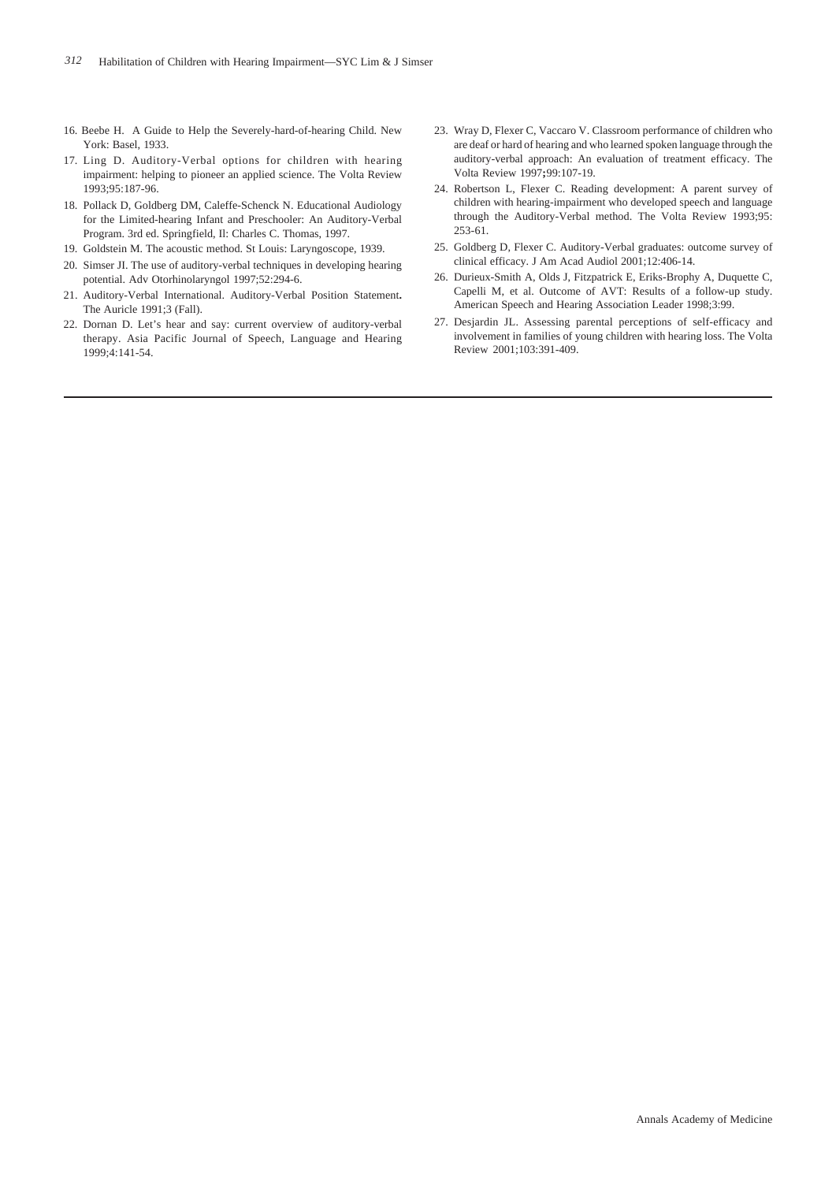16. Beebe H. A Guide to Help the Severely-hard-of-hearing Child. New York: Basel, 1933.
17. Ling D. Auditory-Verbal options for children with hearing impairment: helping to pioneer an applied science. The Volta Review 1993;95:187-96.
18. Pollack D, Goldberg DM, Caleffe-Schenck N. Educational Audiology for the Limited-hearing Infant and Preschooler: An Auditory-Verbal Program. 3rd ed. Springfield, Il: Charles C. Thomas, 1997.
19. Goldstein M. The acoustic method. St Louis: Laryngoscope, 1939.
20. Simser JI. The use of auditory-verbal techniques in developing hearing potential. Adv Otorhinolaryngol 1997;52:294-6.
21. Auditory-Verbal International. Auditory-Verbal Position Statement**.** The Auricle 1991;3 (Fall).
22. Dornan D. Let's hear and say: current overview of auditory-verbal therapy. Asia Pacific Journal of Speech, Language and Hearing 1999;4:141-54.
23. Wray D, Flexer C, Vaccaro V. Classroom performance of children who are deaf or hard of hearing and who learned spoken language through the auditory-verbal approach: An evaluation of treatment efficacy. The Volta Review 1997**;**99:107-19.
24. Robertson L, Flexer C. Reading development: A parent survey of children with hearing-impairment who developed speech and language through the Auditory-Verbal method. The Volta Review 1993;95: 253-61.
25. Goldberg D, Flexer C. Auditory-Verbal graduates: outcome survey of clinical efficacy. J Am Acad Audiol 2001;12:406-14.
26. Durieux-Smith A, Olds J, Fitzpatrick E, Eriks-Brophy A, Duquette C, Capelli M, et al. Outcome of AVT: Results of a follow-up study. American Speech and Hearing Association Leader 1998;3:99.
27. Desjardin JL. Assessing parental perceptions of self-efficacy and involvement in families of young children with hearing loss. The Volta Review 2001;103:391-409.